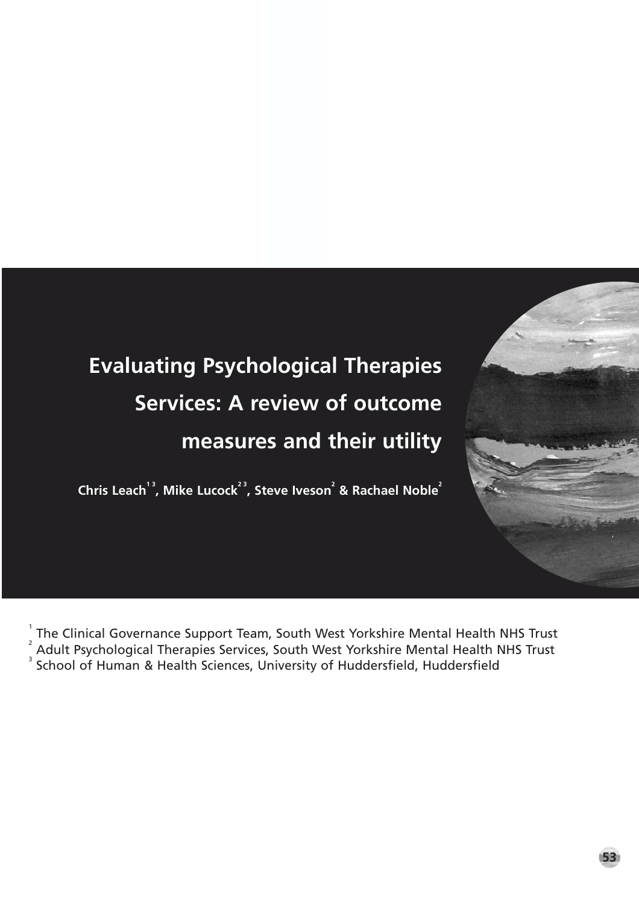# Evaluating Psychological Therapies Services: A review of outcome measures and their utility

**Chris Leach[1,3], Mike Lucock[2,3], Steve Iveson[2] & Rachael Noble[2]**

[1] The Clinical Governance Support Team, South West Yorkshire Mental Health NHS Trust
[2] Adult Psychological Therapies Services, South West Yorkshire Mental Health NHS Trust
[3] School of Human & Health Sciences, University of Huddersfield, Huddersfield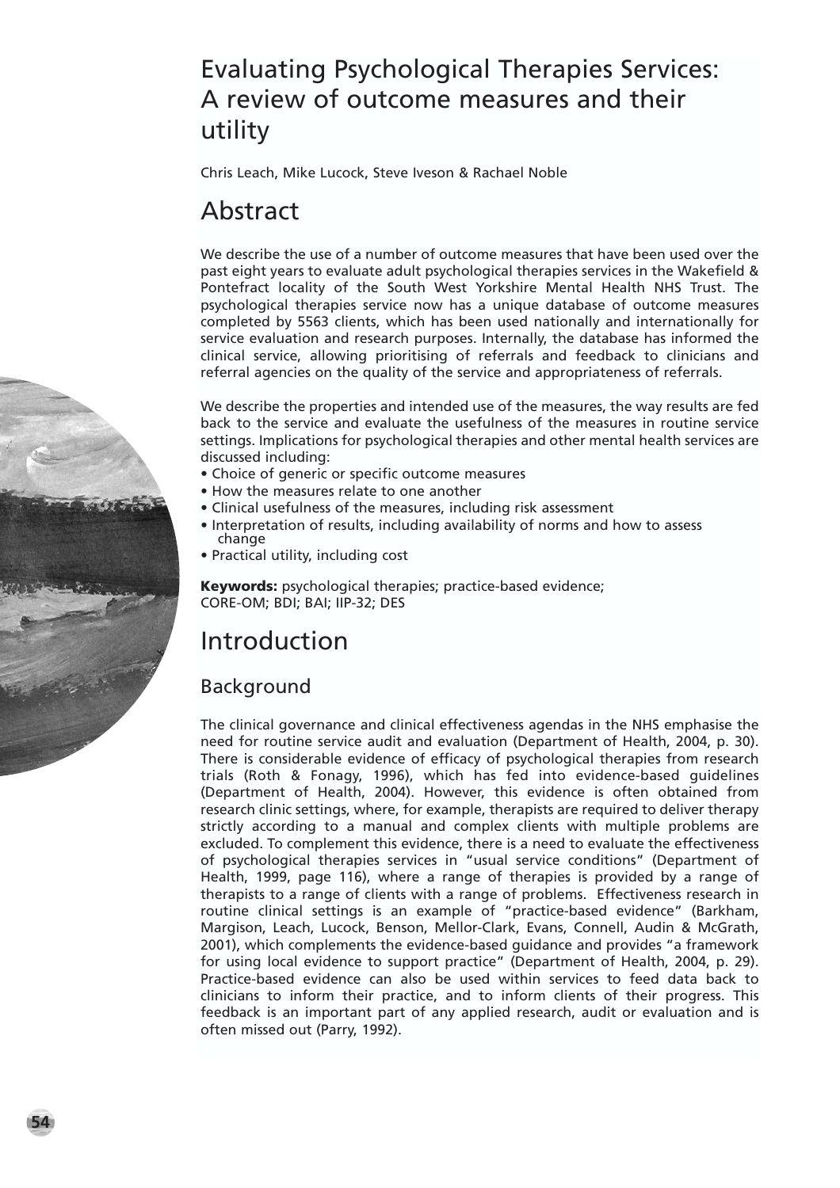# Evaluating Psychological Therapies Services: A review of outcome measures and their utility

Chris Leach, Mike Lucock, Steve Iveson & Rachael Noble

## Abstract

We describe the use of a number of outcome measures that have been used over the past eight years to evaluate adult psychological therapies services in the Wakefield & Pontefract locality of the South West Yorkshire Mental Health NHS Trust. The psychological therapies service now has a unique database of outcome measures completed by 5563 clients, which has been used nationally and internationally for service evaluation and research purposes. Internally, the database has informed the clinical service, allowing prioritising of referrals and feedback to clinicians and referral agencies on the quality of the service and appropriateness of referrals.

We describe the properties and intended use of the measures, the way results are fed back to the service and evaluate the usefulness of the measures in routine service settings. Implications for psychological therapies and other mental health services are discussed including:

- Choice of generic or specific outcome measures
- How the measures relate to one another
- Clinical usefulness of the measures, including risk assessment
- Interpretation of results, including availability of norms and how to assess change
- Practical utility, including cost

**Keywords:** psychological therapies; practice-based evidence; CORE-OM; BDI; BAI; IIP-32; DES

## Introduction

### Background

The clinical governance and clinical effectiveness agendas in the NHS emphasise the need for routine service audit and evaluation (Department of Health, 2004, p. 30). There is considerable evidence of efficacy of psychological therapies from research trials (Roth & Fonagy, 1996), which has fed into evidence-based guidelines (Department of Health, 2004). However, this evidence is often obtained from research clinic settings, where, for example, therapists are required to deliver therapy strictly according to a manual and complex clients with multiple problems are excluded. To complement this evidence, there is a need to evaluate the effectiveness of psychological therapies services in "usual service conditions" (Department of Health, 1999, page 116), where a range of therapies is provided by a range of therapists to a range of clients with a range of problems. Effectiveness research in routine clinical settings is an example of "practice-based evidence" (Barkham, Margison, Leach, Lucock, Benson, Mellor-Clark, Evans, Connell, Audin & McGrath, 2001), which complements the evidence-based guidance and provides "a framework for using local evidence to support practice" (Department of Health, 2004, p. 29). Practice-based evidence can also be used within services to feed data back to clinicians to inform their practice, and to inform clients of their progress. This feedback is an important part of any applied research, audit or evaluation and is often missed out (Parry, 1992).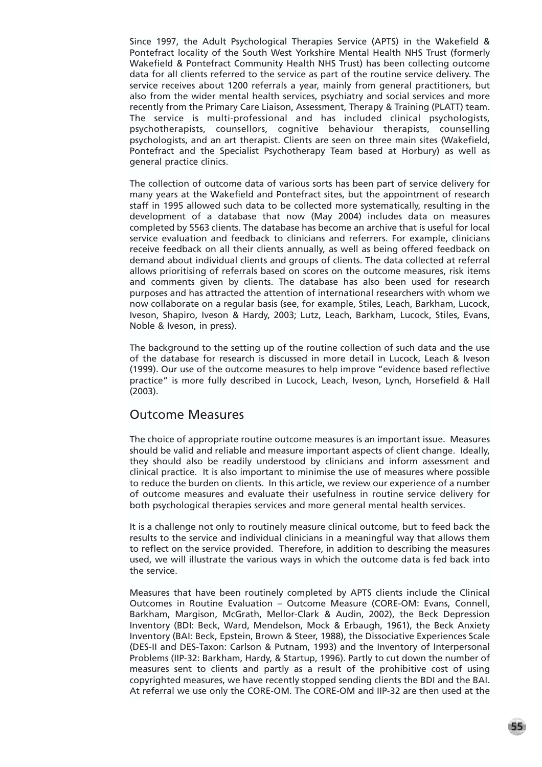Since 1997, the Adult Psychological Therapies Service (APTS) in the Wakefield & Pontefract locality of the South West Yorkshire Mental Health NHS Trust (formerly Wakefield & Pontefract Community Health NHS Trust) has been collecting outcome data for all clients referred to the service as part of the routine service delivery. The service receives about 1200 referrals a year, mainly from general practitioners, but also from the wider mental health services, psychiatry and social services and more recently from the Primary Care Liaison, Assessment, Therapy & Training (PLATT) team. The service is multi-professional and has included clinical psychologists, psychotherapists, counsellors, cognitive behaviour therapists, counselling psychologists, and an art therapist. Clients are seen on three main sites (Wakefield, Pontefract and the Specialist Psychotherapy Team based at Horbury) as well as general practice clinics.

The collection of outcome data of various sorts has been part of service delivery for many years at the Wakefield and Pontefract sites, but the appointment of research staff in 1995 allowed such data to be collected more systematically, resulting in the development of a database that now (May 2004) includes data on measures completed by 5563 clients. The database has become an archive that is useful for local service evaluation and feedback to clinicians and referrers. For example, clinicians receive feedback on all their clients annually, as well as being offered feedback on demand about individual clients and groups of clients. The data collected at referral allows prioritising of referrals based on scores on the outcome measures, risk items and comments given by clients. The database has also been used for research purposes and has attracted the attention of international researchers with whom we now collaborate on a regular basis (see, for example, Stiles, Leach, Barkham, Lucock, Iveson, Shapiro, Iveson & Hardy, 2003; Lutz, Leach, Barkham, Lucock, Stiles, Evans, Noble & Iveson, in press).

The background to the setting up of the routine collection of such data and the use of the database for research is discussed in more detail in Lucock, Leach & Iveson (1999). Our use of the outcome measures to help improve "evidence based reflective practice" is more fully described in Lucock, Leach, Iveson, Lynch, Horsefield & Hall (2003).

## Outcome Measures

The choice of appropriate routine outcome measures is an important issue. Measures should be valid and reliable and measure important aspects of client change. Ideally, they should also be readily understood by clinicians and inform assessment and clinical practice. It is also important to minimise the use of measures where possible to reduce the burden on clients. In this article, we review our experience of a number of outcome measures and evaluate their usefulness in routine service delivery for both psychological therapies services and more general mental health services.

It is a challenge not only to routinely measure clinical outcome, but to feed back the results to the service and individual clinicians in a meaningful way that allows them to reflect on the service provided. Therefore, in addition to describing the measures used, we will illustrate the various ways in which the outcome data is fed back into the service.

Measures that have been routinely completed by APTS clients include the Clinical Outcomes in Routine Evaluation – Outcome Measure (CORE-OM: Evans, Connell, Barkham, Margison, McGrath, Mellor-Clark & Audin, 2002), the Beck Depression Inventory (BDI: Beck, Ward, Mendelson, Mock & Erbaugh, 1961), the Beck Anxiety Inventory (BAI: Beck, Epstein, Brown & Steer, 1988), the Dissociative Experiences Scale (DES-II and DES-Taxon: Carlson & Putnam, 1993) and the Inventory of Interpersonal Problems (IIP-32: Barkham, Hardy, & Startup, 1996). Partly to cut down the number of measures sent to clients and partly as a result of the prohibitive cost of using copyrighted measures, we have recently stopped sending clients the BDI and the BAI. At referral we use only the CORE-OM. The CORE-OM and IIP-32 are then used at the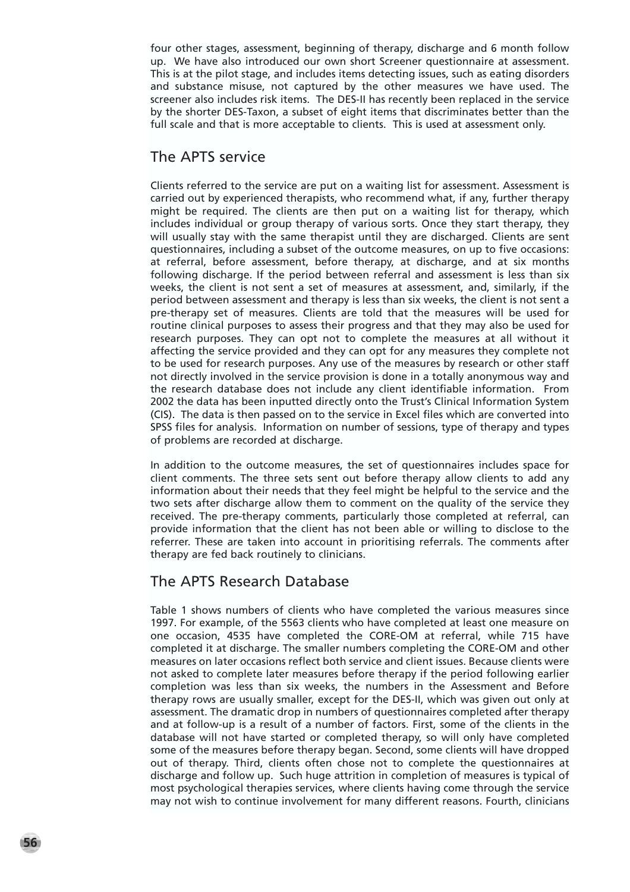four other stages, assessment, beginning of therapy, discharge and 6 month follow up. We have also introduced our own short Screener questionnaire at assessment. This is at the pilot stage, and includes items detecting issues, such as eating disorders and substance misuse, not captured by the other measures we have used. The screener also includes risk items. The DES-II has recently been replaced in the service by the shorter DES-Taxon, a subset of eight items that discriminates better than the full scale and that is more acceptable to clients. This is used at assessment only.

## The APTS service

Clients referred to the service are put on a waiting list for assessment. Assessment is carried out by experienced therapists, who recommend what, if any, further therapy might be required. The clients are then put on a waiting list for therapy, which includes individual or group therapy of various sorts. Once they start therapy, they will usually stay with the same therapist until they are discharged. Clients are sent questionnaires, including a subset of the outcome measures, on up to five occasions: at referral, before assessment, before therapy, at discharge, and at six months following discharge. If the period between referral and assessment is less than six weeks, the client is not sent a set of measures at assessment, and, similarly, if the period between assessment and therapy is less than six weeks, the client is not sent a pre-therapy set of measures. Clients are told that the measures will be used for routine clinical purposes to assess their progress and that they may also be used for research purposes. They can opt not to complete the measures at all without it affecting the service provided and they can opt for any measures they complete not to be used for research purposes. Any use of the measures by research or other staff not directly involved in the service provision is done in a totally anonymous way and the research database does not include any client identifiable information. From 2002 the data has been inputted directly onto the Trust's Clinical Information System (CIS). The data is then passed on to the service in Excel files which are converted into SPSS files for analysis. Information on number of sessions, type of therapy and types of problems are recorded at discharge.

In addition to the outcome measures, the set of questionnaires includes space for client comments. The three sets sent out before therapy allow clients to add any information about their needs that they feel might be helpful to the service and the two sets after discharge allow them to comment on the quality of the service they received. The pre-therapy comments, particularly those completed at referral, can provide information that the client has not been able or willing to disclose to the referrer. These are taken into account in prioritising referrals. The comments after therapy are fed back routinely to clinicians.

## The APTS Research Database

Table 1 shows numbers of clients who have completed the various measures since 1997. For example, of the 5563 clients who have completed at least one measure on one occasion, 4535 have completed the CORE-OM at referral, while 715 have completed it at discharge. The smaller numbers completing the CORE-OM and other measures on later occasions reflect both service and client issues. Because clients were not asked to complete later measures before therapy if the period following earlier completion was less than six weeks, the numbers in the Assessment and Before therapy rows are usually smaller, except for the DES-II, which was given out only at assessment. The dramatic drop in numbers of questionnaires completed after therapy and at follow-up is a result of a number of factors. First, some of the clients in the database will not have started or completed therapy, so will only have completed some of the measures before therapy began. Second, some clients will have dropped out of therapy. Third, clients often chose not to complete the questionnaires at discharge and follow up. Such huge attrition in completion of measures is typical of most psychological therapies services, where clients having come through the service may not wish to continue involvement for many different reasons. Fourth, clinicians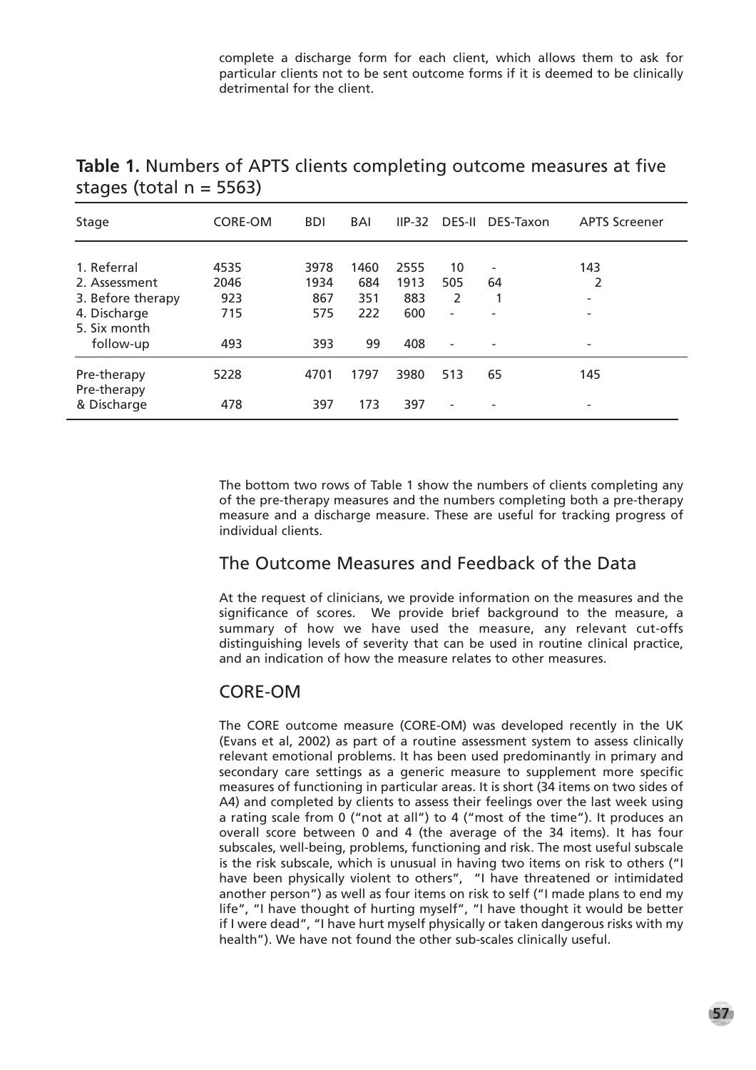complete a discharge form for each client, which allows them to ask for particular clients not to be sent outcome forms if it is deemed to be clinically detrimental for the client.

**Table 1.** Numbers of APTS clients completing outcome measures at five stages (total n = 5563)

| Stage | CORE-OM | BDI | BAI | IIP-32 | DES-II | DES-Taxon | APTS Screener |
|---|---|---|---|---|---|---|---|
| 1. Referral | 4535 | 3978 | 1460 | 2555 | 10 | - | 143 |
| 2. Assessment | 2046 | 1934 | 684 | 1913 | 505 | 64 | 2 |
| 3. Before therapy | 923 | 867 | 351 | 883 | 2 | 1 | - |
| 4. Discharge | 715 | 575 | 222 | 600 | - | - | - |
| 5. Six month follow-up | 493 | 393 | 99 | 408 | - | - | - |
| Pre-therapy | 5228 | 4701 | 1797 | 3980 | 513 | 65 | 145 |
| Pre-therapy & Discharge | 478 | 397 | 173 | 397 | - | - | - |

The bottom two rows of Table 1 show the numbers of clients completing any of the pre-therapy measures and the numbers completing both a pre-therapy measure and a discharge measure. These are useful for tracking progress of individual clients.

## The Outcome Measures and Feedback of the Data

At the request of clinicians, we provide information on the measures and the significance of scores. We provide brief background to the measure, a summary of how we have used the measure, any relevant cut-offs distinguishing levels of severity that can be used in routine clinical practice, and an indication of how the measure relates to other measures.

## CORE-OM

The CORE outcome measure (CORE-OM) was developed recently in the UK (Evans et al, 2002) as part of a routine assessment system to assess clinically relevant emotional problems. It has been used predominantly in primary and secondary care settings as a generic measure to supplement more specific measures of functioning in particular areas. It is short (34 items on two sides of A4) and completed by clients to assess their feelings over the last week using a rating scale from 0 ("not at all") to 4 ("most of the time"). It produces an overall score between 0 and 4 (the average of the 34 items). It has four subscales, well-being, problems, functioning and risk. The most useful subscale is the risk subscale, which is unusual in having two items on risk to others ("I have been physically violent to others", "I have threatened or intimidated another person") as well as four items on risk to self ("I made plans to end my life", "I have thought of hurting myself", "I have thought it would be better if I were dead", "I have hurt myself physically or taken dangerous risks with my health"). We have not found the other sub-scales clinically useful.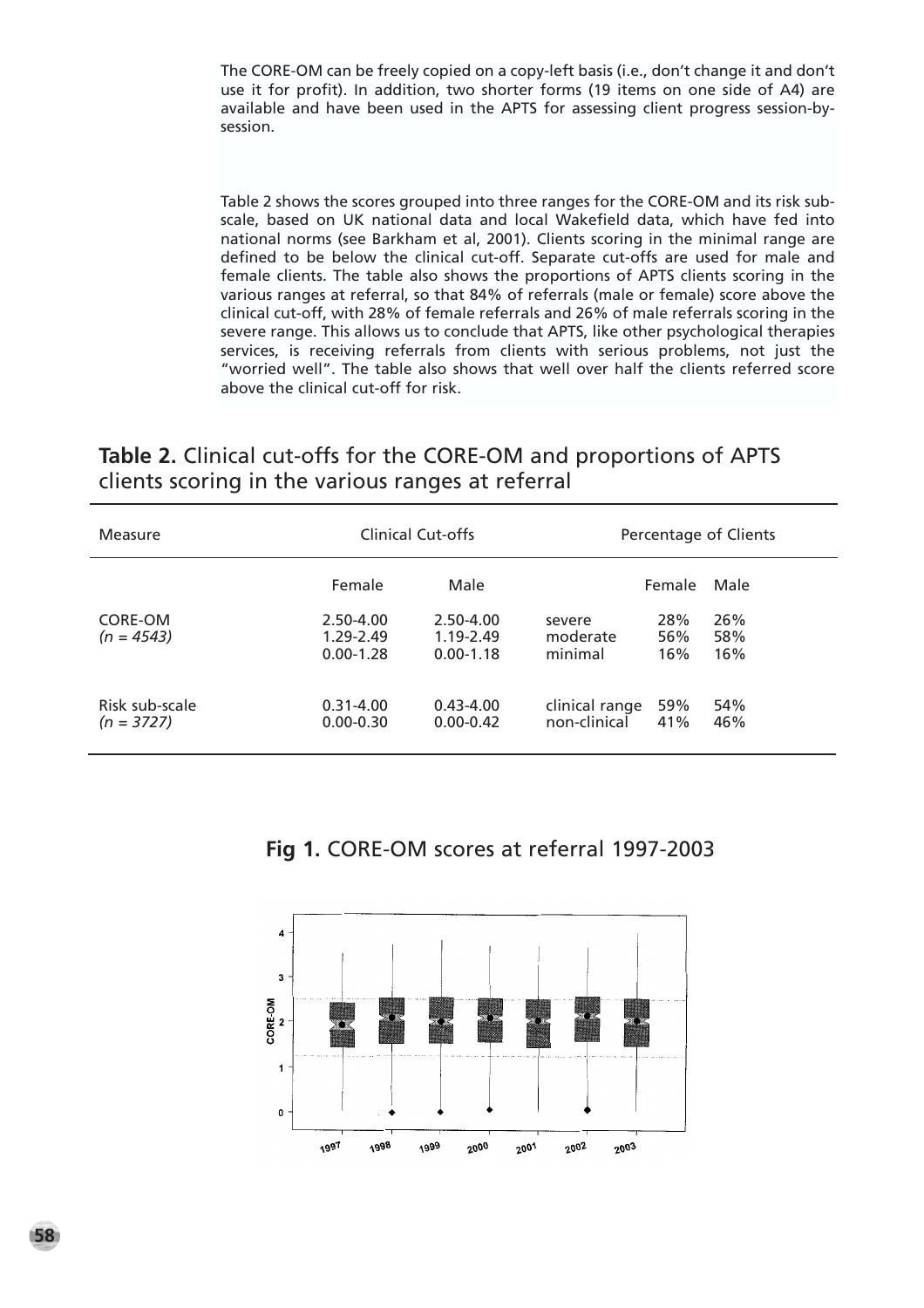The CORE-OM can be freely copied on a copy-left basis (i.e., don't change it and don't use it for profit). In addition, two shorter forms (19 items on one side of A4) are available and have been used in the APTS for assessing client progress session-by-session.

Table 2 shows the scores grouped into three ranges for the CORE-OM and its risk sub-scale, based on UK national data and local Wakefield data, which have fed into national norms (see Barkham et al, 2001). Clients scoring in the minimal range are defined to be below the clinical cut-off. Separate cut-offs are used for male and female clients. The table also shows the proportions of APTS clients scoring in the various ranges at referral, so that 84% of referrals (male or female) score above the clinical cut-off, with 28% of female referrals and 26% of male referrals scoring in the severe range. This allows us to conclude that APTS, like other psychological therapies services, is receiving referrals from clients with serious problems, not just the "worried well". The table also shows that well over half the clients referred score above the clinical cut-off for risk.

**Table 2.** Clinical cut-offs for the CORE-OM and proportions of APTS clients scoring in the various ranges at referral

| Measure | Clinical Cut-offs | | Percentage of Clients | | |
|---|---|---|---|---|---|
| | Female | Male | | Female | Male |
| CORE-OM *(n = 4543)* | 2.50-4.00 | 2.50-4.00 | severe | 28% | 26% |
| | 1.29-2.49 | 1.19-2.49 | moderate | 56% | 58% |
| | 0.00-1.28 | 0.00-1.18 | minimal | 16% | 16% |
| Risk sub-scale *(n = 3727)* | 0.31-4.00 | 0.43-4.00 | clinical range | 59% | 54% |
| | 0.00-0.30 | 0.00-0.42 | non-clinical | 41% | 46% |

**Fig 1.** CORE-OM scores at referral 1997-2003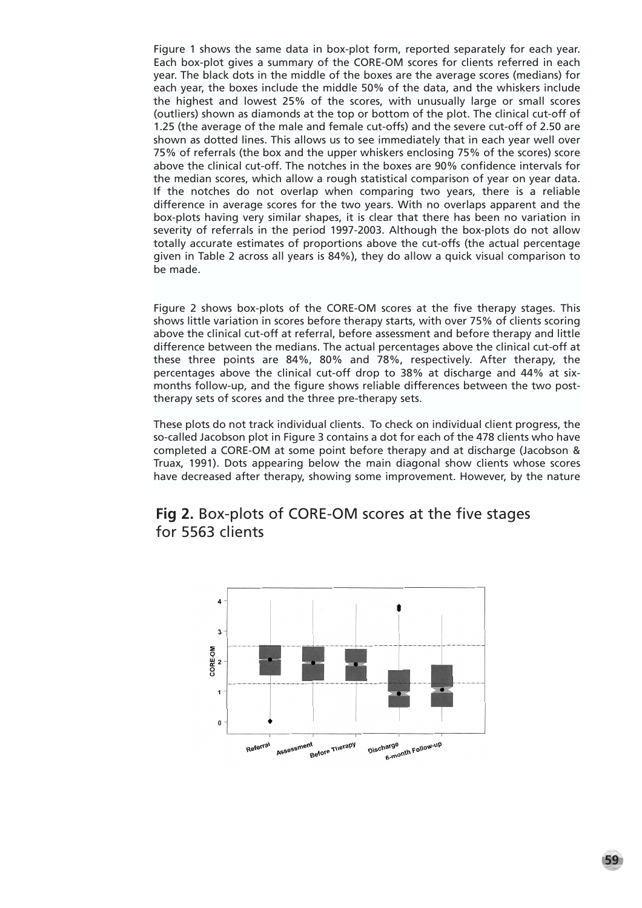Figure 1 shows the same data in box-plot form, reported separately for each year. Each box-plot gives a summary of the CORE-OM scores for clients referred in each year. The black dots in the middle of the boxes are the average scores (medians) for each year, the boxes include the middle 50% of the data, and the whiskers include the highest and lowest 25% of the scores, with unusually large or small scores (outliers) shown as diamonds at the top or bottom of the plot. The clinical cut-off of 1.25 (the average of the male and female cut-offs) and the severe cut-off of 2.50 are shown as dotted lines. This allows us to see immediately that in each year well over 75% of referrals (the box and the upper whiskers enclosing 75% of the scores) score above the clinical cut-off. The notches in the boxes are 90% confidence intervals for the median scores, which allow a rough statistical comparison of year on year data. If the notches do not overlap when comparing two years, there is a reliable difference in average scores for the two years. With no overlaps apparent and the box-plots having very similar shapes, it is clear that there has been no variation in severity of referrals in the period 1997-2003. Although the box-plots do not allow totally accurate estimates of proportions above the cut-offs (the actual percentage given in Table 2 across all years is 84%), they do allow a quick visual comparison to be made.

Figure 2 shows box-plots of the CORE-OM scores at the five therapy stages. This shows little variation in scores before therapy starts, with over 75% of clients scoring above the clinical cut-off at referral, before assessment and before therapy and little difference between the medians. The actual percentages above the clinical cut-off at these three points are 84%, 80% and 78%, respectively. After therapy, the percentages above the clinical cut-off drop to 38% at discharge and 44% at six-months follow-up, and the figure shows reliable differences between the two post-therapy sets of scores and the three pre-therapy sets.

These plots do not track individual clients. To check on individual client progress, the so-called Jacobson plot in Figure 3 contains a dot for each of the 478 clients who have completed a CORE-OM at some point before therapy and at discharge (Jacobson & Truax, 1991). Dots appearing below the main diagonal show clients whose scores have decreased after therapy, showing some improvement. However, by the nature

**Fig 2.** Box-plots of CORE-OM scores at the five stages for 5563 clients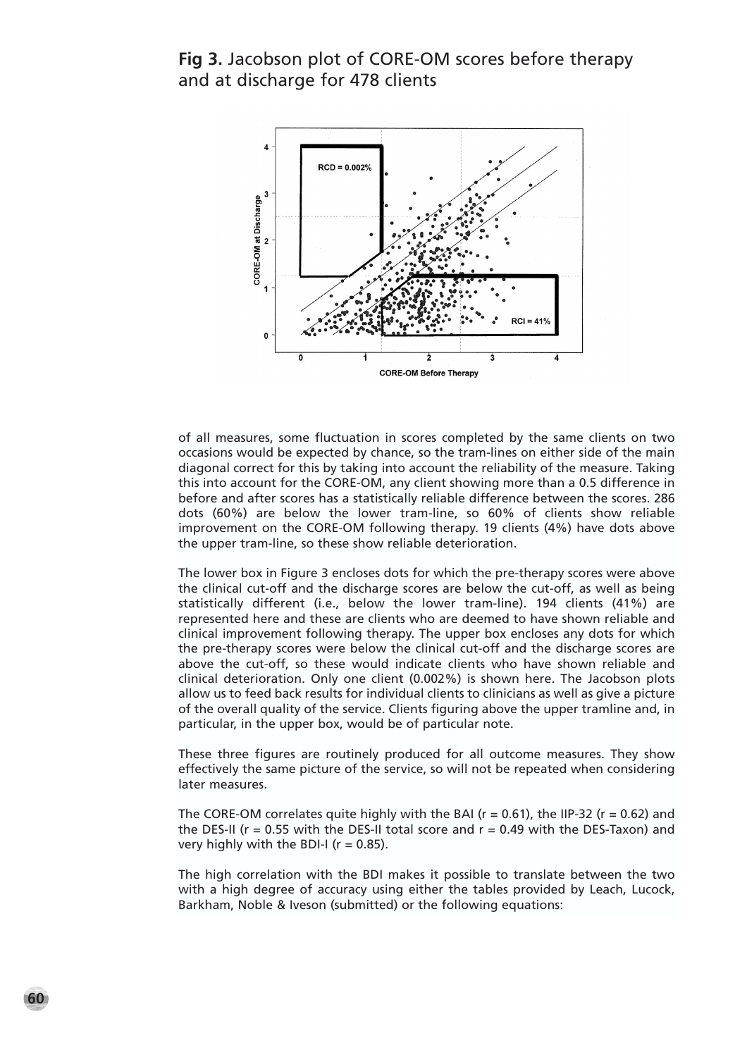**Fig 3.** Jacobson plot of CORE-OM scores before therapy and at discharge for 478 clients

of all measures, some fluctuation in scores completed by the same clients on two occasions would be expected by chance, so the tram-lines on either side of the main diagonal correct for this by taking into account the reliability of the measure. Taking this into account for the CORE-OM, any client showing more than a 0.5 difference in before and after scores has a statistically reliable difference between the scores. 286 dots (60%) are below the lower tram-line, so 60% of clients show reliable improvement on the CORE-OM following therapy. 19 clients (4%) have dots above the upper tram-line, so these show reliable deterioration.

The lower box in Figure 3 encloses dots for which the pre-therapy scores were above the clinical cut-off and the discharge scores are below the cut-off, as well as being statistically different (i.e., below the lower tram-line). 194 clients (41%) are represented here and these are clients who are deemed to have shown reliable and clinical improvement following therapy. The upper box encloses any dots for which the pre-therapy scores were below the clinical cut-off and the discharge scores are above the cut-off, so these would indicate clients who have shown reliable and clinical deterioration. Only one client (0.002%) is shown here. The Jacobson plots allow us to feed back results for individual clients to clinicians as well as give a picture of the overall quality of the service. Clients figuring above the upper tramline and, in particular, in the upper box, would be of particular note.

These three figures are routinely produced for all outcome measures. They show effectively the same picture of the service, so will not be repeated when considering later measures.

The CORE-OM correlates quite highly with the BAI ($r = 0.61$), the IIP-32 ($r = 0.62$) and the DES-II ($r = 0.55$ with the DES-II total score and $r = 0.49$ with the DES-Taxon) and very highly with the BDI-I ($r = 0.85$).

The high correlation with the BDI makes it possible to translate between the two with a high degree of accuracy using either the tables provided by Leach, Lucock, Barkham, Noble & Iveson (submitted) or the following equations: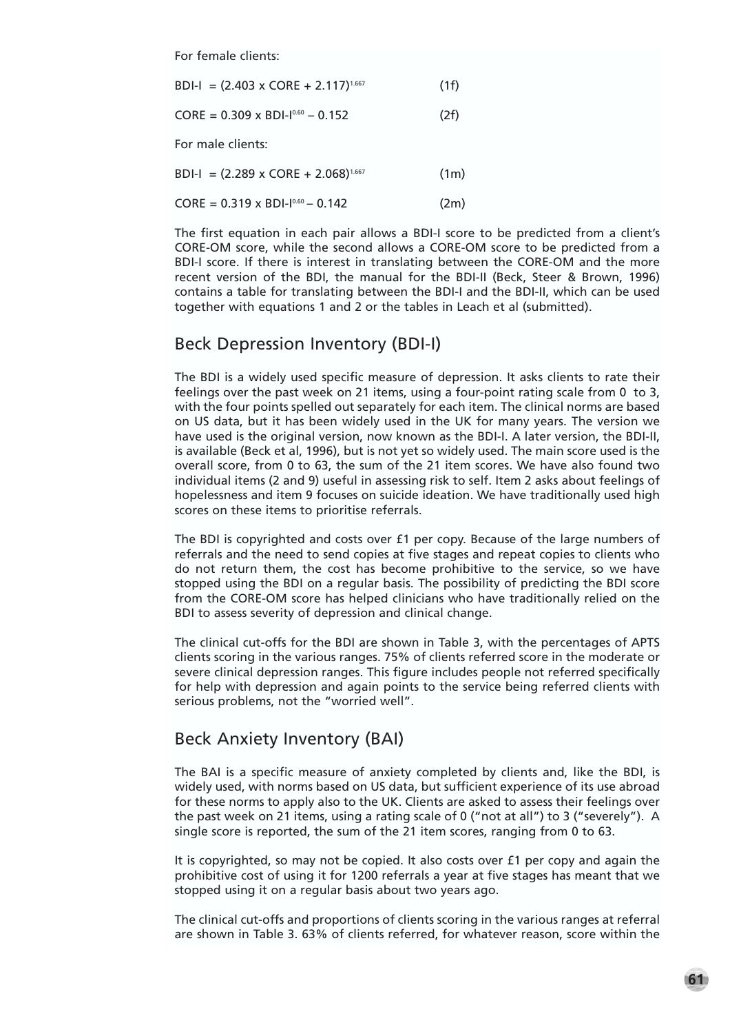For female clients:

$$\text{BDI-I} = (2.403 \times \text{CORE} + 2.117)^{1.667} \qquad (1f)$$

$$\text{CORE} = 0.309 \times \text{BDI-I}^{0.60} - 0.152 \qquad (2f)$$

For male clients:

$$\text{BDI-I} = (2.289 \times \text{CORE} + 2.068)^{1.667} \qquad (1m)$$

$$\text{CORE} = 0.319 \times \text{BDI-I}^{0.60} - 0.142 \qquad (2m)$$

The first equation in each pair allows a BDI-I score to be predicted from a client's CORE-OM score, while the second allows a CORE-OM score to be predicted from a BDI-I score. If there is interest in translating between the CORE-OM and the more recent version of the BDI, the manual for the BDI-II (Beck, Steer & Brown, 1996) contains a table for translating between the BDI-I and the BDI-II, which can be used together with equations 1 and 2 or the tables in Leach et al (submitted).

## Beck Depression Inventory (BDI-I)

The BDI is a widely used specific measure of depression. It asks clients to rate their feelings over the past week on 21 items, using a four-point rating scale from 0 to 3, with the four points spelled out separately for each item. The clinical norms are based on US data, but it has been widely used in the UK for many years. The version we have used is the original version, now known as the BDI-I. A later version, the BDI-II, is available (Beck et al, 1996), but is not yet so widely used. The main score used is the overall score, from 0 to 63, the sum of the 21 item scores. We have also found two individual items (2 and 9) useful in assessing risk to self. Item 2 asks about feelings of hopelessness and item 9 focuses on suicide ideation. We have traditionally used high scores on these items to prioritise referrals.

The BDI is copyrighted and costs over £1 per copy. Because of the large numbers of referrals and the need to send copies at five stages and repeat copies to clients who do not return them, the cost has become prohibitive to the service, so we have stopped using the BDI on a regular basis. The possibility of predicting the BDI score from the CORE-OM score has helped clinicians who have traditionally relied on the BDI to assess severity of depression and clinical change.

The clinical cut-offs for the BDI are shown in Table 3, with the percentages of APTS clients scoring in the various ranges. 75% of clients referred score in the moderate or severe clinical depression ranges. This figure includes people not referred specifically for help with depression and again points to the service being referred clients with serious problems, not the "worried well".

## Beck Anxiety Inventory (BAI)

The BAI is a specific measure of anxiety completed by clients and, like the BDI, is widely used, with norms based on US data, but sufficient experience of its use abroad for these norms to apply also to the UK. Clients are asked to assess their feelings over the past week on 21 items, using a rating scale of 0 ("not at all") to 3 ("severely"). A single score is reported, the sum of the 21 item scores, ranging from 0 to 63.

It is copyrighted, so may not be copied. It also costs over £1 per copy and again the prohibitive cost of using it for 1200 referrals a year at five stages has meant that we stopped using it on a regular basis about two years ago.

The clinical cut-offs and proportions of clients scoring in the various ranges at referral are shown in Table 3. 63% of clients referred, for whatever reason, score within the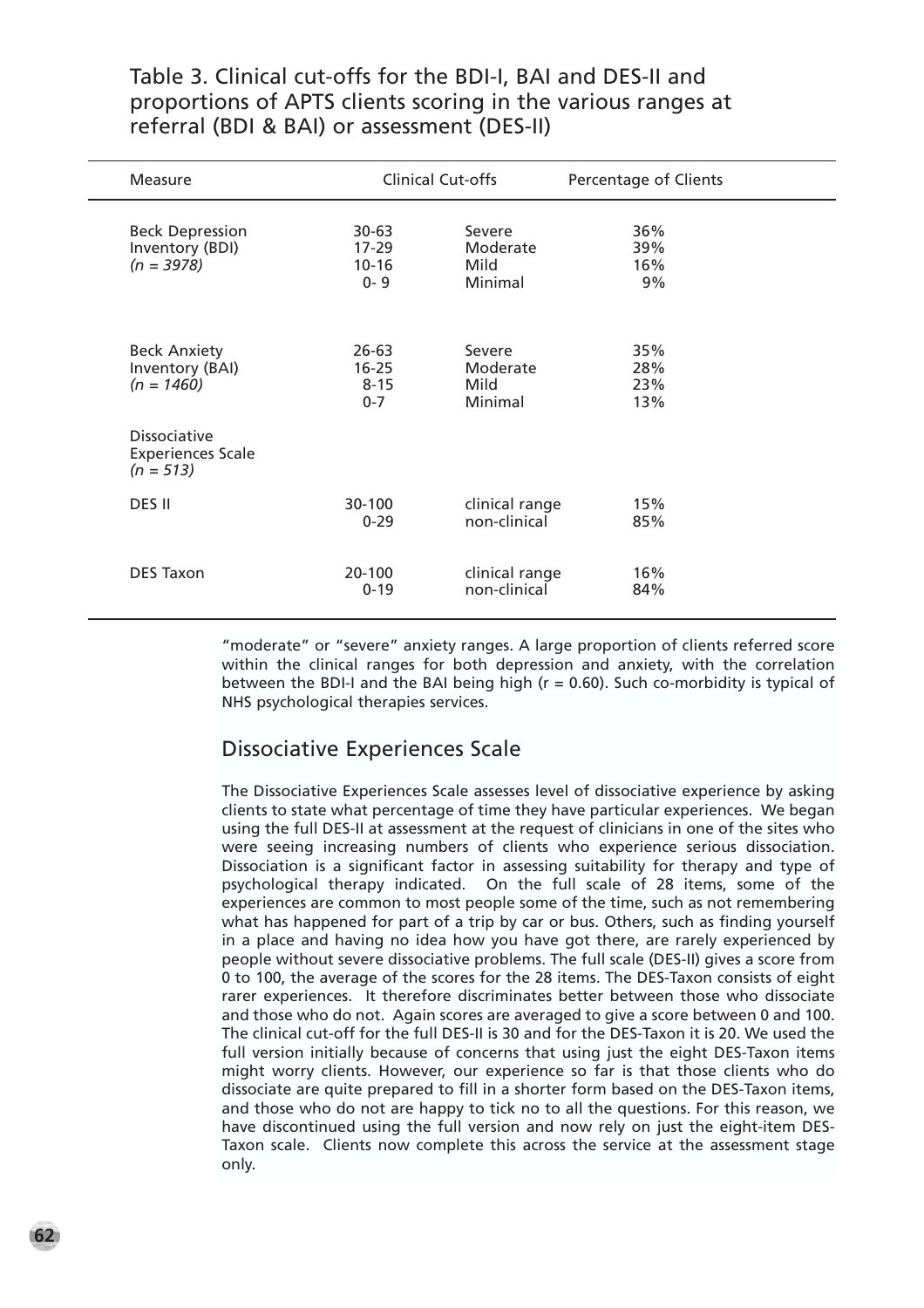Table 3. Clinical cut-offs for the BDI-I, BAI and DES-II and proportions of APTS clients scoring in the various ranges at referral (BDI & BAI) or assessment (DES-II)

| Measure | Clinical Cut-offs | | Percentage of Clients |
|---|---|---|---|
| Beck Depression Inventory (BDI) *(n = 3978)* | 30-63 | Severe | 36% |
| | 17-29 | Moderate | 39% |
| | 10-16 | Mild | 16% |
| | 0- 9 | Minimal | 9% |
| Beck Anxiety Inventory (BAI) *(n = 1460)* | 26-63 | Severe | 35% |
| | 16-25 | Moderate | 28% |
| | 8-15 | Mild | 23% |
| | 0-7 | Minimal | 13% |
| Dissociative Experiences Scale *(n = 513)* | | | |
| DES II | 30-100 | clinical range | 15% |
| | 0-29 | non-clinical | 85% |
| DES Taxon | 20-100 | clinical range | 16% |
| | 0-19 | non-clinical | 84% |

"moderate" or "severe" anxiety ranges. A large proportion of clients referred score within the clinical ranges for both depression and anxiety, with the correlation between the BDI-I and the BAI being high (r = 0.60). Such co-morbidity is typical of NHS psychological therapies services.

## Dissociative Experiences Scale

The Dissociative Experiences Scale assesses level of dissociative experience by asking clients to state what percentage of time they have particular experiences. We began using the full DES-II at assessment at the request of clinicians in one of the sites who were seeing increasing numbers of clients who experience serious dissociation. Dissociation is a significant factor in assessing suitability for therapy and type of psychological therapy indicated. On the full scale of 28 items, some of the experiences are common to most people some of the time, such as not remembering what has happened for part of a trip by car or bus. Others, such as finding yourself in a place and having no idea how you have got there, are rarely experienced by people without severe dissociative problems. The full scale (DES-II) gives a score from 0 to 100, the average of the scores for the 28 items. The DES-Taxon consists of eight rarer experiences. It therefore discriminates better between those who dissociate and those who do not. Again scores are averaged to give a score between 0 and 100. The clinical cut-off for the full DES-II is 30 and for the DES-Taxon it is 20. We used the full version initially because of concerns that using just the eight DES-Taxon items might worry clients. However, our experience so far is that those clients who do dissociate are quite prepared to fill in a shorter form based on the DES-Taxon items, and those who do not are happy to tick no to all the questions. For this reason, we have discontinued using the full version and now rely on just the eight-item DES-Taxon scale. Clients now complete this across the service at the assessment stage only.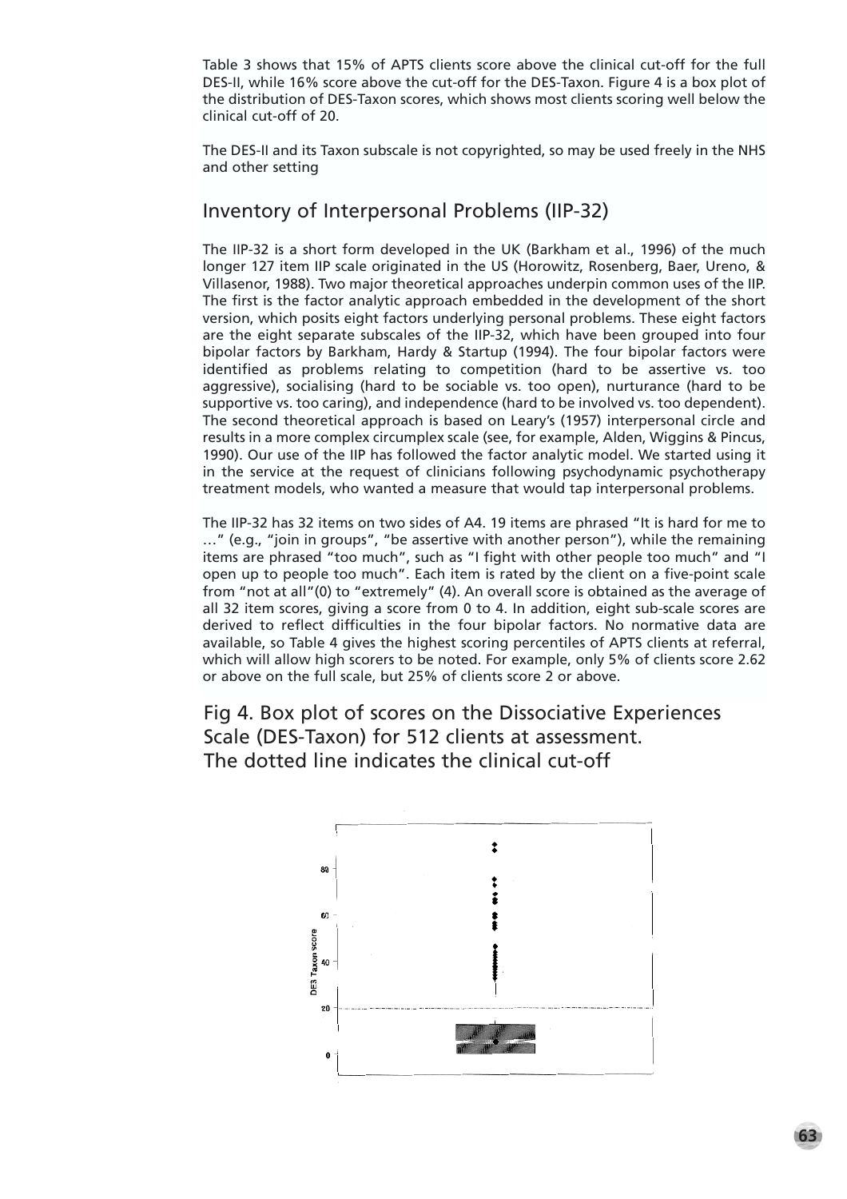Table 3 shows that 15% of APTS clients score above the clinical cut-off for the full DES-II, while 16% score above the cut-off for the DES-Taxon. Figure 4 is a box plot of the distribution of DES-Taxon scores, which shows most clients scoring well below the clinical cut-off of 20.

The DES-II and its Taxon subscale is not copyrighted, so may be used freely in the NHS and other setting

## Inventory of Interpersonal Problems (IIP-32)

The IIP-32 is a short form developed in the UK (Barkham et al., 1996) of the much longer 127 item IIP scale originated in the US (Horowitz, Rosenberg, Baer, Ureno, & Villasenor, 1988). Two major theoretical approaches underpin common uses of the IIP. The first is the factor analytic approach embedded in the development of the short version, which posits eight factors underlying personal problems. These eight factors are the eight separate subscales of the IIP-32, which have been grouped into four bipolar factors by Barkham, Hardy & Startup (1994). The four bipolar factors were identified as problems relating to competition (hard to be assertive vs. too aggressive), socialising (hard to be sociable vs. too open), nurturance (hard to be supportive vs. too caring), and independence (hard to be involved vs. too dependent). The second theoretical approach is based on Leary's (1957) interpersonal circle and results in a more complex circumplex scale (see, for example, Alden, Wiggins & Pincus, 1990). Our use of the IIP has followed the factor analytic model. We started using it in the service at the request of clinicians following psychodynamic psychotherapy treatment models, who wanted a measure that would tap interpersonal problems.

The IIP-32 has 32 items on two sides of A4. 19 items are phrased "It is hard for me to …" (e.g., "join in groups", "be assertive with another person"), while the remaining items are phrased "too much", such as "I fight with other people too much" and "I open up to people too much". Each item is rated by the client on a five-point scale from "not at all"(0) to "extremely" (4). An overall score is obtained as the average of all 32 item scores, giving a score from 0 to 4. In addition, eight sub-scale scores are derived to reflect difficulties in the four bipolar factors. No normative data are available, so Table 4 gives the highest scoring percentiles of APTS clients at referral, which will allow high scorers to be noted. For example, only 5% of clients score 2.62 or above on the full scale, but 25% of clients score 2 or above.

Fig 4. Box plot of scores on the Dissociative Experiences Scale (DES-Taxon) for 512 clients at assessment. The dotted line indicates the clinical cut-off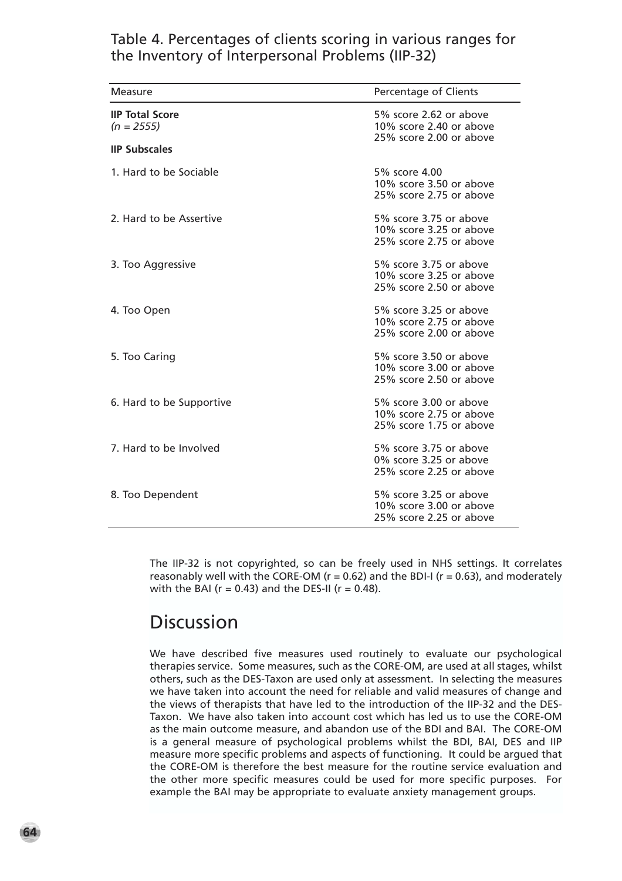Table 4. Percentages of clients scoring in various ranges for the Inventory of Interpersonal Problems (IIP-32)

| Measure | Percentage of Clients |
|---|---|
| **IIP Total Score** *(n = 2555)* | 5% score 2.62 or above<br>10% score 2.40 or above<br>25% score 2.00 or above |
| **IIP Subscales** | |
| 1. Hard to be Sociable | 5% score 4.00<br>10% score 3.50 or above<br>25% score 2.75 or above |
| 2. Hard to be Assertive | 5% score 3.75 or above<br>10% score 3.25 or above<br>25% score 2.75 or above |
| 3. Too Aggressive | 5% score 3.75 or above<br>10% score 3.25 or above<br>25% score 2.50 or above |
| 4. Too Open | 5% score 3.25 or above<br>10% score 2.75 or above<br>25% score 2.00 or above |
| 5. Too Caring | 5% score 3.50 or above<br>10% score 3.00 or above<br>25% score 2.50 or above |
| 6. Hard to be Supportive | 5% score 3.00 or above<br>10% score 2.75 or above<br>25% score 1.75 or above |
| 7. Hard to be Involved | 5% score 3.75 or above<br>0% score 3.25 or above<br>25% score 2.25 or above |
| 8. Too Dependent | 5% score 3.25 or above<br>10% score 3.00 or above<br>25% score 2.25 or above |

The IIP-32 is not copyrighted, so can be freely used in NHS settings. It correlates reasonably well with the CORE-OM ($r = 0.62$) and the BDI-I ($r = 0.63$), and moderately with the BAI ($r = 0.43$) and the DES-II ($r = 0.48$).

## Discussion

We have described five measures used routinely to evaluate our psychological therapies service. Some measures, such as the CORE-OM, are used at all stages, whilst others, such as the DES-Taxon are used only at assessment. In selecting the measures we have taken into account the need for reliable and valid measures of change and the views of therapists that have led to the introduction of the IIP-32 and the DES-Taxon. We have also taken into account cost which has led us to use the CORE-OM as the main outcome measure, and abandon use of the BDI and BAI. The CORE-OM is a general measure of psychological problems whilst the BDI, BAI, DES and IIP measure more specific problems and aspects of functioning. It could be argued that the CORE-OM is therefore the best measure for the routine service evaluation and the other more specific measures could be used for more specific purposes. For example the BAI may be appropriate to evaluate anxiety management groups.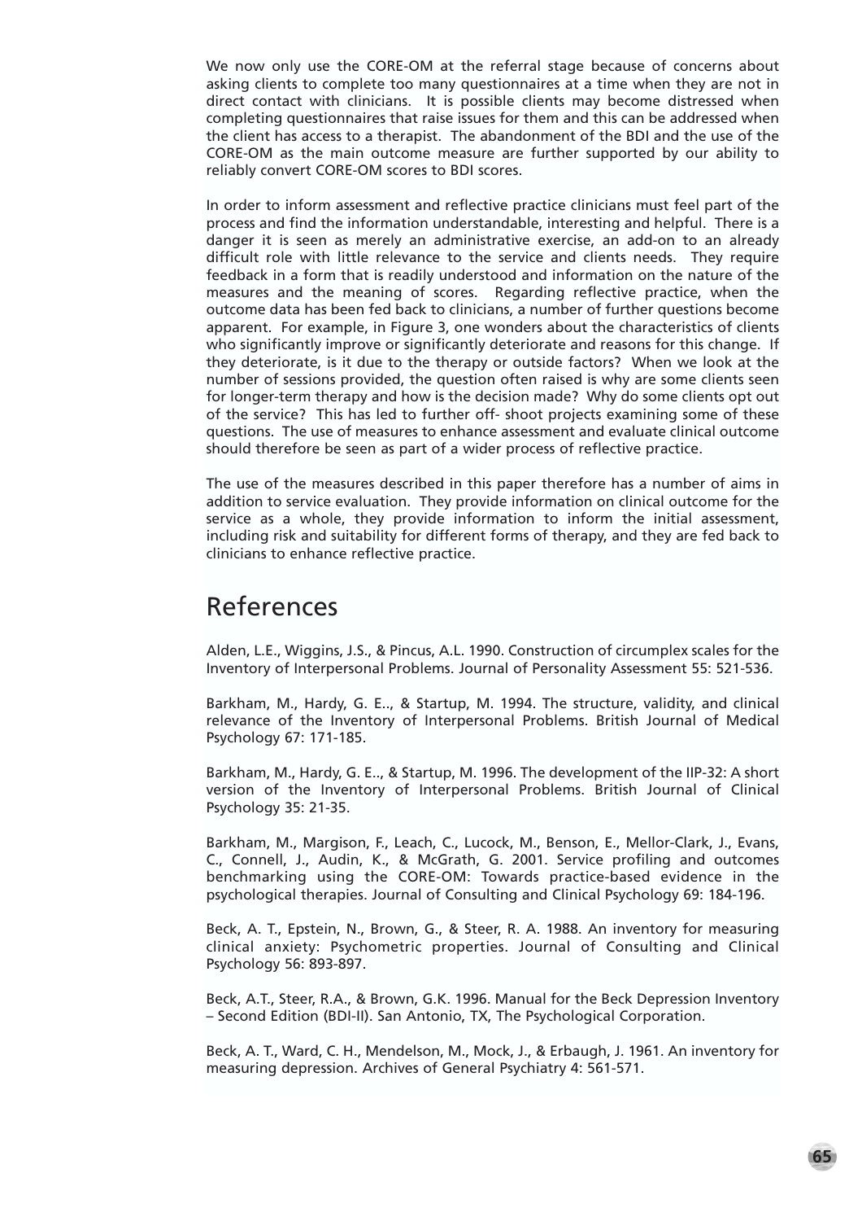We now only use the CORE-OM at the referral stage because of concerns about asking clients to complete too many questionnaires at a time when they are not in direct contact with clinicians. It is possible clients may become distressed when completing questionnaires that raise issues for them and this can be addressed when the client has access to a therapist. The abandonment of the BDI and the use of the CORE-OM as the main outcome measure are further supported by our ability to reliably convert CORE-OM scores to BDI scores.

In order to inform assessment and reflective practice clinicians must feel part of the process and find the information understandable, interesting and helpful. There is a danger it is seen as merely an administrative exercise, an add-on to an already difficult role with little relevance to the service and clients needs. They require feedback in a form that is readily understood and information on the nature of the measures and the meaning of scores. Regarding reflective practice, when the outcome data has been fed back to clinicians, a number of further questions become apparent. For example, in Figure 3, one wonders about the characteristics of clients who significantly improve or significantly deteriorate and reasons for this change. If they deteriorate, is it due to the therapy or outside factors? When we look at the number of sessions provided, the question often raised is why are some clients seen for longer-term therapy and how is the decision made? Why do some clients opt out of the service? This has led to further off- shoot projects examining some of these questions. The use of measures to enhance assessment and evaluate clinical outcome should therefore be seen as part of a wider process of reflective practice.

The use of the measures described in this paper therefore has a number of aims in addition to service evaluation. They provide information on clinical outcome for the service as a whole, they provide information to inform the initial assessment, including risk and suitability for different forms of therapy, and they are fed back to clinicians to enhance reflective practice.

# References

Alden, L.E., Wiggins, J.S., & Pincus, A.L. 1990. Construction of circumplex scales for the Inventory of Interpersonal Problems. Journal of Personality Assessment 55: 521-536.

Barkham, M., Hardy, G. E.., & Startup, M. 1994. The structure, validity, and clinical relevance of the Inventory of Interpersonal Problems. British Journal of Medical Psychology 67: 171-185.

Barkham, M., Hardy, G. E.., & Startup, M. 1996. The development of the IIP-32: A short version of the Inventory of Interpersonal Problems. British Journal of Clinical Psychology 35: 21-35.

Barkham, M., Margison, F., Leach, C., Lucock, M., Benson, E., Mellor-Clark, J., Evans, C., Connell, J., Audin, K., & McGrath, G. 2001. Service profiling and outcomes benchmarking using the CORE-OM: Towards practice-based evidence in the psychological therapies. Journal of Consulting and Clinical Psychology 69: 184-196.

Beck, A. T., Epstein, N., Brown, G., & Steer, R. A. 1988. An inventory for measuring clinical anxiety: Psychometric properties. Journal of Consulting and Clinical Psychology 56: 893-897.

Beck, A.T., Steer, R.A., & Brown, G.K. 1996. Manual for the Beck Depression Inventory – Second Edition (BDI-II). San Antonio, TX, The Psychological Corporation.

Beck, A. T., Ward, C. H., Mendelson, M., Mock, J., & Erbaugh, J. 1961. An inventory for measuring depression. Archives of General Psychiatry 4: 561-571.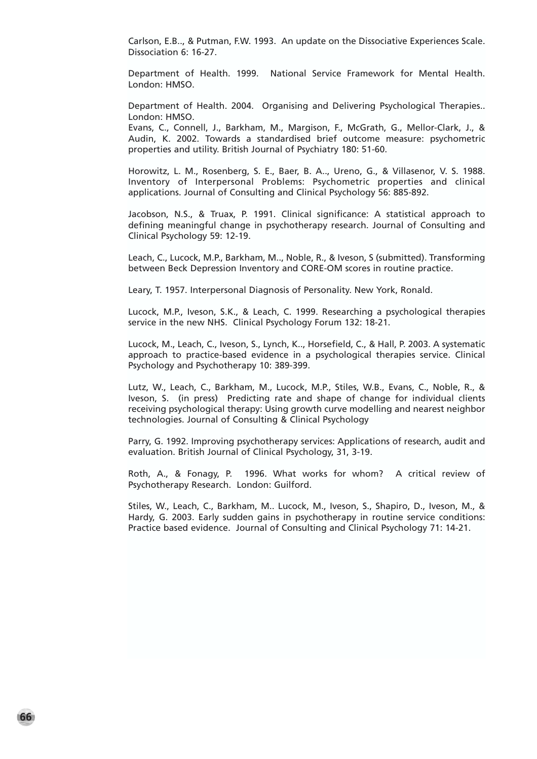Carlson, E.B.., & Putman, F.W. 1993. An update on the Dissociative Experiences Scale. Dissociation 6: 16-27.

Department of Health. 1999. National Service Framework for Mental Health. London: HMSO.

Department of Health. 2004. Organising and Delivering Psychological Therapies.. London: HMSO.

Evans, C., Connell, J., Barkham, M., Margison, F., McGrath, G., Mellor-Clark, J., & Audin, K. 2002. Towards a standardised brief outcome measure: psychometric properties and utility. British Journal of Psychiatry 180: 51-60.

Horowitz, L. M., Rosenberg, S. E., Baer, B. A.., Ureno, G., & Villasenor, V. S. 1988. Inventory of Interpersonal Problems: Psychometric properties and clinical applications. Journal of Consulting and Clinical Psychology 56: 885-892.

Jacobson, N.S., & Truax, P. 1991. Clinical significance: A statistical approach to defining meaningful change in psychotherapy research. Journal of Consulting and Clinical Psychology 59: 12-19.

Leach, C., Lucock, M.P., Barkham, M.., Noble, R., & Iveson, S (submitted). Transforming between Beck Depression Inventory and CORE-OM scores in routine practice.

Leary, T. 1957. Interpersonal Diagnosis of Personality. New York, Ronald.

Lucock, M.P., Iveson, S.K., & Leach, C. 1999. Researching a psychological therapies service in the new NHS. Clinical Psychology Forum 132: 18-21.

Lucock, M., Leach, C., Iveson, S., Lynch, K.., Horsefield, C., & Hall, P. 2003. A systematic approach to practice-based evidence in a psychological therapies service. Clinical Psychology and Psychotherapy 10: 389-399.

Lutz, W., Leach, C., Barkham, M., Lucock, M.P., Stiles, W.B., Evans, C., Noble, R., & Iveson, S. (in press) Predicting rate and shape of change for individual clients receiving psychological therapy: Using growth curve modelling and nearest neighbor technologies. Journal of Consulting & Clinical Psychology

Parry, G. 1992. Improving psychotherapy services: Applications of research, audit and evaluation. British Journal of Clinical Psychology, 31, 3-19.

Roth, A., & Fonagy, P. 1996. What works for whom? A critical review of Psychotherapy Research. London: Guilford.

Stiles, W., Leach, C., Barkham, M.. Lucock, M., Iveson, S., Shapiro, D., Iveson, M., & Hardy, G. 2003. Early sudden gains in psychotherapy in routine service conditions: Practice based evidence. Journal of Consulting and Clinical Psychology 71: 14-21.